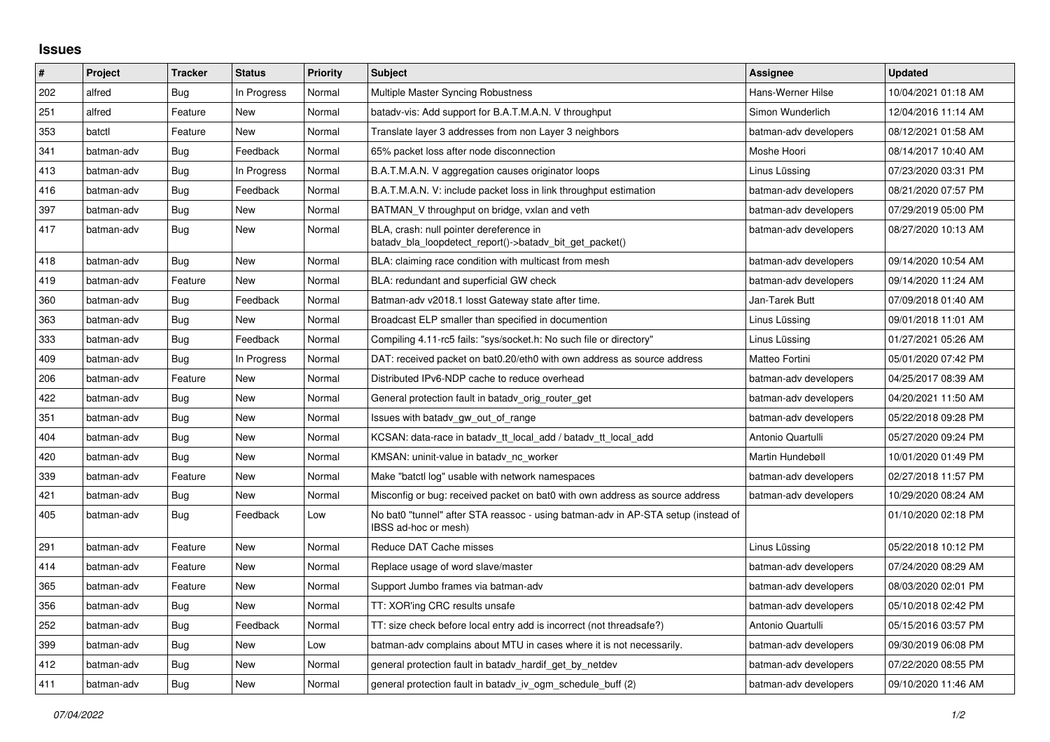# Issues

| # | Project | Tracker | Status | Priority | Subject | Assignee | Updated |
|---|---|---|---|---|---|---|---|
| 202 | alfred | Bug | In Progress | Normal | Multiple Master Syncing Robustness | Hans-Werner Hilse | 10/04/2021 01:18 AM |
| 251 | alfred | Feature | New | Normal | batadv-vis: Add support for B.A.T.M.A.N. V throughput | Simon Wunderlich | 12/04/2016 11:14 AM |
| 353 | batctl | Feature | New | Normal | Translate layer 3 addresses from non Layer 3 neighbors | batman-adv developers | 08/12/2021 01:58 AM |
| 341 | batman-adv | Bug | Feedback | Normal | 65% packet loss after node disconnection | Moshe Hoori | 08/14/2017 10:40 AM |
| 413 | batman-adv | Bug | In Progress | Normal | B.A.T.M.A.N. V aggregation causes originator loops | Linus Lüssing | 07/23/2020 03:31 PM |
| 416 | batman-adv | Bug | Feedback | Normal | B.A.T.M.A.N. V: include packet loss in link throughput estimation | batman-adv developers | 08/21/2020 07:57 PM |
| 397 | batman-adv | Bug | New | Normal | BATMAN_V throughput on bridge, vxlan and veth | batman-adv developers | 07/29/2019 05:00 PM |
| 417 | batman-adv | Bug | New | Normal | BLA, crash: null pointer dereference in batadv_bla_loopdetect_report()->batadv_bit_get_packet() | batman-adv developers | 08/27/2020 10:13 AM |
| 418 | batman-adv | Bug | New | Normal | BLA: claiming race condition with multicast from mesh | batman-adv developers | 09/14/2020 10:54 AM |
| 419 | batman-adv | Feature | New | Normal | BLA: redundant and superficial GW check | batman-adv developers | 09/14/2020 11:24 AM |
| 360 | batman-adv | Bug | Feedback | Normal | Batman-adv v2018.1 losst Gateway state after time. | Jan-Tarek Butt | 07/09/2018 01:40 AM |
| 363 | batman-adv | Bug | New | Normal | Broadcast ELP smaller than specified in documention | Linus Lüssing | 09/01/2018 11:01 AM |
| 333 | batman-adv | Bug | Feedback | Normal | Compiling 4.11-rc5 fails: "sys/socket.h: No such file or directory" | Linus Lüssing | 01/27/2021 05:26 AM |
| 409 | batman-adv | Bug | In Progress | Normal | DAT: received packet on bat0.20/eth0 with own address as source address | Matteo Fortini | 05/01/2020 07:42 PM |
| 206 | batman-adv | Feature | New | Normal | Distributed IPv6-NDP cache to reduce overhead | batman-adv developers | 04/25/2017 08:39 AM |
| 422 | batman-adv | Bug | New | Normal | General protection fault in batadv_orig_router_get | batman-adv developers | 04/20/2021 11:50 AM |
| 351 | batman-adv | Bug | New | Normal | Issues with batadv_gw_out_of_range | batman-adv developers | 05/22/2018 09:28 PM |
| 404 | batman-adv | Bug | New | Normal | KCSAN: data-race in batadv_tt_local_add / batadv_tt_local_add | Antonio Quartulli | 05/27/2020 09:24 PM |
| 420 | batman-adv | Bug | New | Normal | KMSAN: uninit-value in batadv_nc_worker | Martin Hundebøll | 10/01/2020 01:49 PM |
| 339 | batman-adv | Feature | New | Normal | Make "batctl log" usable with network namespaces | batman-adv developers | 02/27/2018 11:57 PM |
| 421 | batman-adv | Bug | New | Normal | Misconfig or bug: received packet on bat0 with own address as source address | batman-adv developers | 10/29/2020 08:24 AM |
| 405 | batman-adv | Bug | Feedback | Low | No bat0 "tunnel" after STA reassoc - using batman-adv in AP-STA setup (instead of IBSS ad-hoc or mesh) | | 01/10/2020 02:18 PM |
| 291 | batman-adv | Feature | New | Normal | Reduce DAT Cache misses | Linus Lüssing | 05/22/2018 10:12 PM |
| 414 | batman-adv | Feature | New | Normal | Replace usage of word slave/master | batman-adv developers | 07/24/2020 08:29 AM |
| 365 | batman-adv | Feature | New | Normal | Support Jumbo frames via batman-adv | batman-adv developers | 08/03/2020 02:01 PM |
| 356 | batman-adv | Bug | New | Normal | TT: XOR'ing CRC results unsafe | batman-adv developers | 05/10/2018 02:42 PM |
| 252 | batman-adv | Bug | Feedback | Normal | TT: size check before local entry add is incorrect (not threadsafe?) | Antonio Quartulli | 05/15/2016 03:57 PM |
| 399 | batman-adv | Bug | New | Low | batman-adv complains about MTU in cases where it is not necessarily. | batman-adv developers | 09/30/2019 06:08 PM |
| 412 | batman-adv | Bug | New | Normal | general protection fault in batadv_hardif_get_by_netdev | batman-adv developers | 07/22/2020 08:55 PM |
| 411 | batman-adv | Bug | New | Normal | general protection fault in batadv_iv_ogm_schedule_buff (2) | batman-adv developers | 09/10/2020 11:46 AM |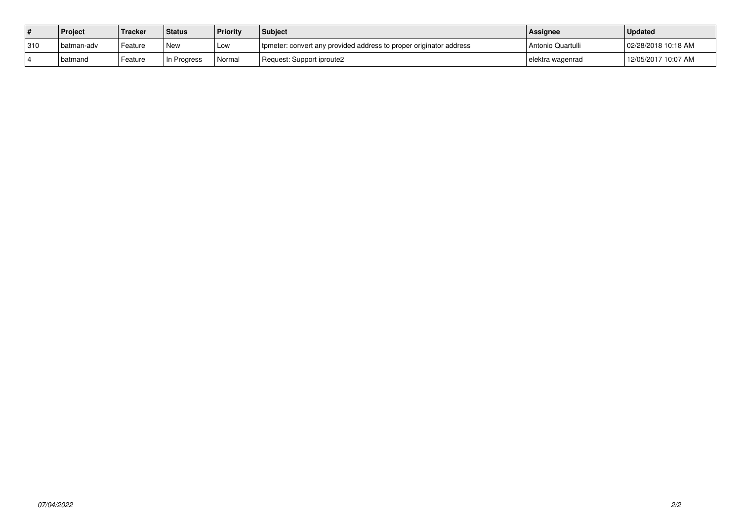| # | Project | Tracker | Status | Priority | Subject | Assignee | Updated |
| --- | --- | --- | --- | --- | --- | --- | --- |
| 310 | batman-adv | Feature | New | Low | tpmeter: convert any provided address to proper originator address | Antonio Quartulli | 02/28/2018 10:18 AM |
| 4 | batmand | Feature | In Progress | Normal | Request: Support iproute2 | elektra wagenrad | 12/05/2017 10:07 AM |